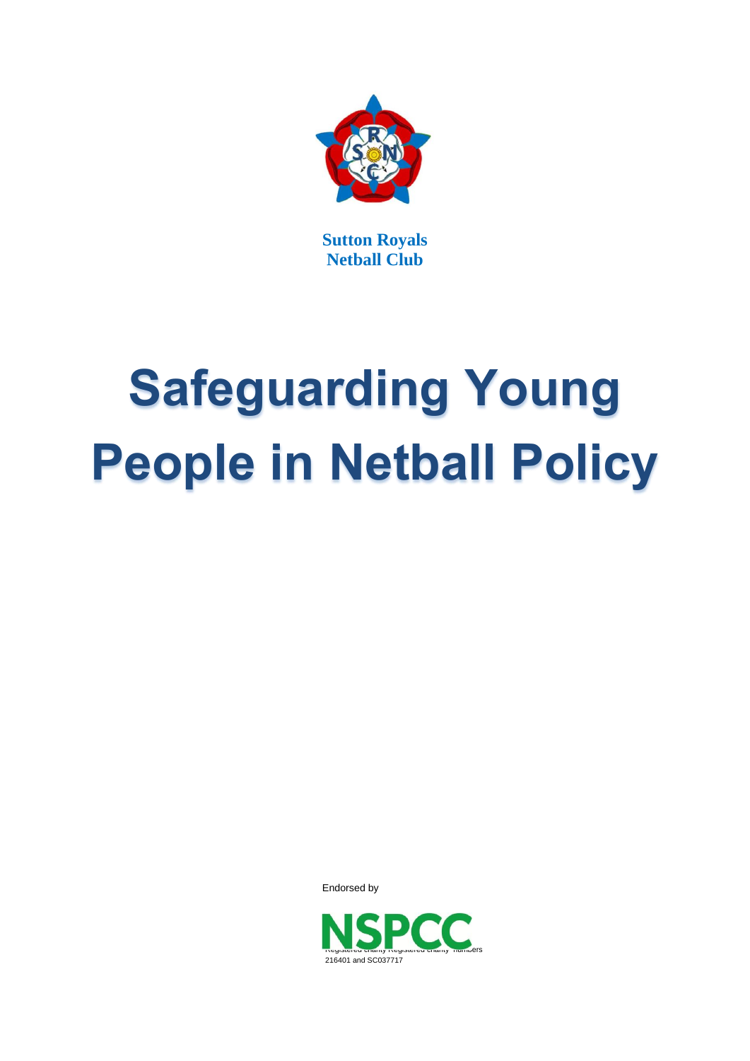**Sutton Royals Netball Club**

# Safeguarding Young People in Netball Policy

Endorsed by

NSPCC

Registered charity Registered charity numbers 216401 and SC037717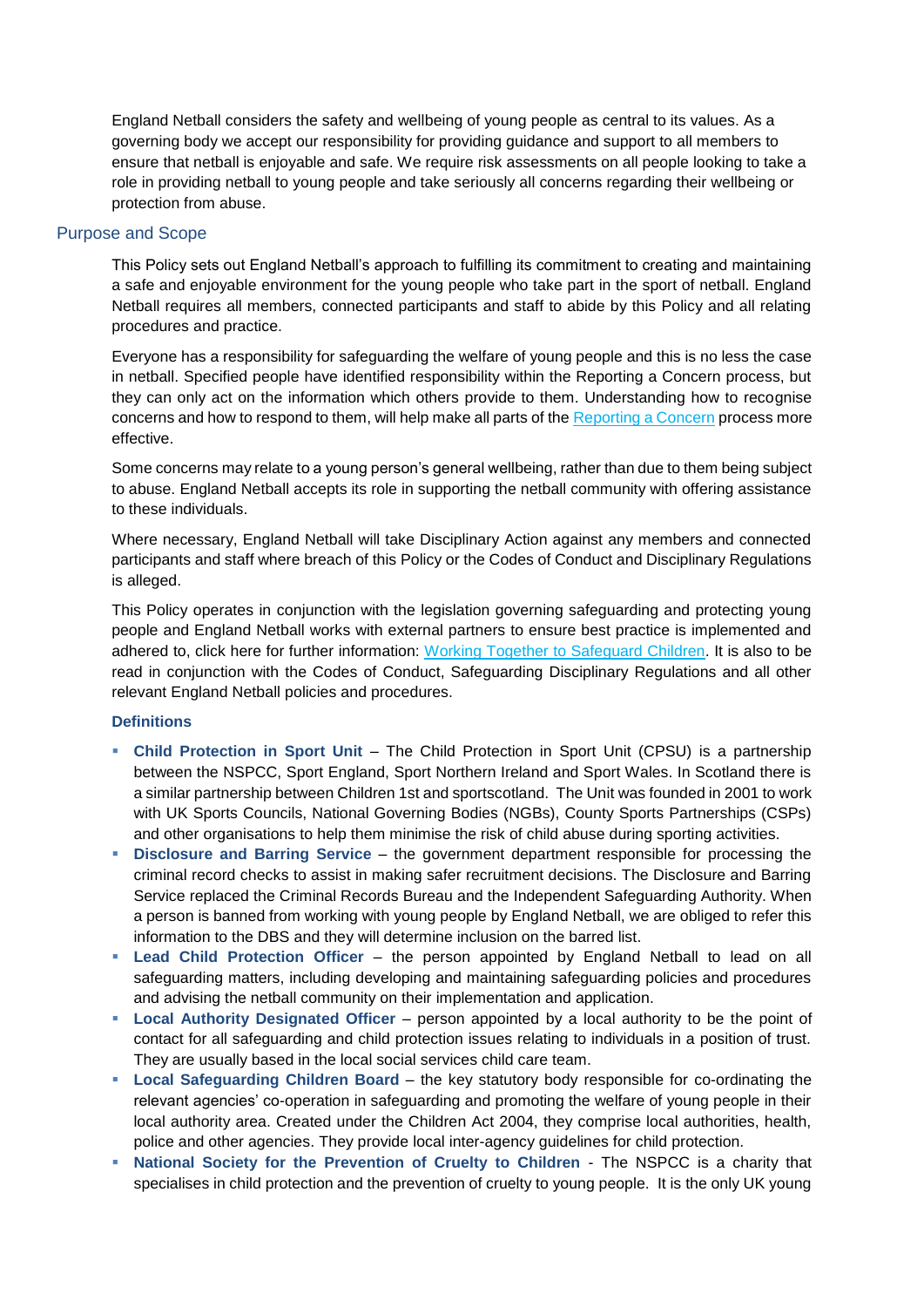England Netball considers the safety and wellbeing of young people as central to its values. As a governing body we accept our responsibility for providing guidance and support to all members to ensure that netball is enjoyable and safe. We require risk assessments on all people looking to take a role in providing netball to young people and take seriously all concerns regarding their wellbeing or protection from abuse.

## Purpose and Scope

This Policy sets out England Netball's approach to fulfilling its commitment to creating and maintaining a safe and enjoyable environment for the young people who take part in the sport of netball. England Netball requires all members, connected participants and staff to abide by this Policy and all relating procedures and practice.

Everyone has a responsibility for safeguarding the welfare of young people and this is no less the case in netball. Specified people have identified responsibility within the Reporting a Concern process, but they can only act on the information which others provide to them. Understanding how to recognise concerns and how to respond to them, will help make all parts of the Reporting a Concern process more effective.

Some concerns may relate to a young person's general wellbeing, rather than due to them being subject to abuse. England Netball accepts its role in supporting the netball community with offering assistance to these individuals.

Where necessary, England Netball will take Disciplinary Action against any members and connected participants and staff where breach of this Policy or the Codes of Conduct and Disciplinary Regulations is alleged.

This Policy operates in conjunction with the legislation governing safeguarding and protecting young people and England Netball works with external partners to ensure best practice is implemented and adhered to, click here for further information: Working Together to Safeguard Children. It is also to be read in conjunction with the Codes of Conduct, Safeguarding Disciplinary Regulations and all other relevant England Netball policies and procedures.

### Definitions

- **Child Protection in Sport Unit** – The Child Protection in Sport Unit (CPSU) is a partnership between the NSPCC, Sport England, Sport Northern Ireland and Sport Wales. In Scotland there is a similar partnership between Children 1st and sportscotland. The Unit was founded in 2001 to work with UK Sports Councils, National Governing Bodies (NGBs), County Sports Partnerships (CSPs) and other organisations to help them minimise the risk of child abuse during sporting activities.
- **Disclosure and Barring Service** – the government department responsible for processing the criminal record checks to assist in making safer recruitment decisions. The Disclosure and Barring Service replaced the Criminal Records Bureau and the Independent Safeguarding Authority. When a person is banned from working with young people by England Netball, we are obliged to refer this information to the DBS and they will determine inclusion on the barred list.
- **Lead Child Protection Officer** – the person appointed by England Netball to lead on all safeguarding matters, including developing and maintaining safeguarding policies and procedures and advising the netball community on their implementation and application.
- **Local Authority Designated Officer** – person appointed by a local authority to be the point of contact for all safeguarding and child protection issues relating to individuals in a position of trust. They are usually based in the local social services child care team.
- **Local Safeguarding Children Board** – the key statutory body responsible for co-ordinating the relevant agencies' co-operation in safeguarding and promoting the welfare of young people in their local authority area. Created under the Children Act 2004, they comprise local authorities, health, police and other agencies. They provide local inter-agency guidelines for child protection.
- **National Society for the Prevention of Cruelty to Children** - The NSPCC is a charity that specialises in child protection and the prevention of cruelty to young people. It is the only UK young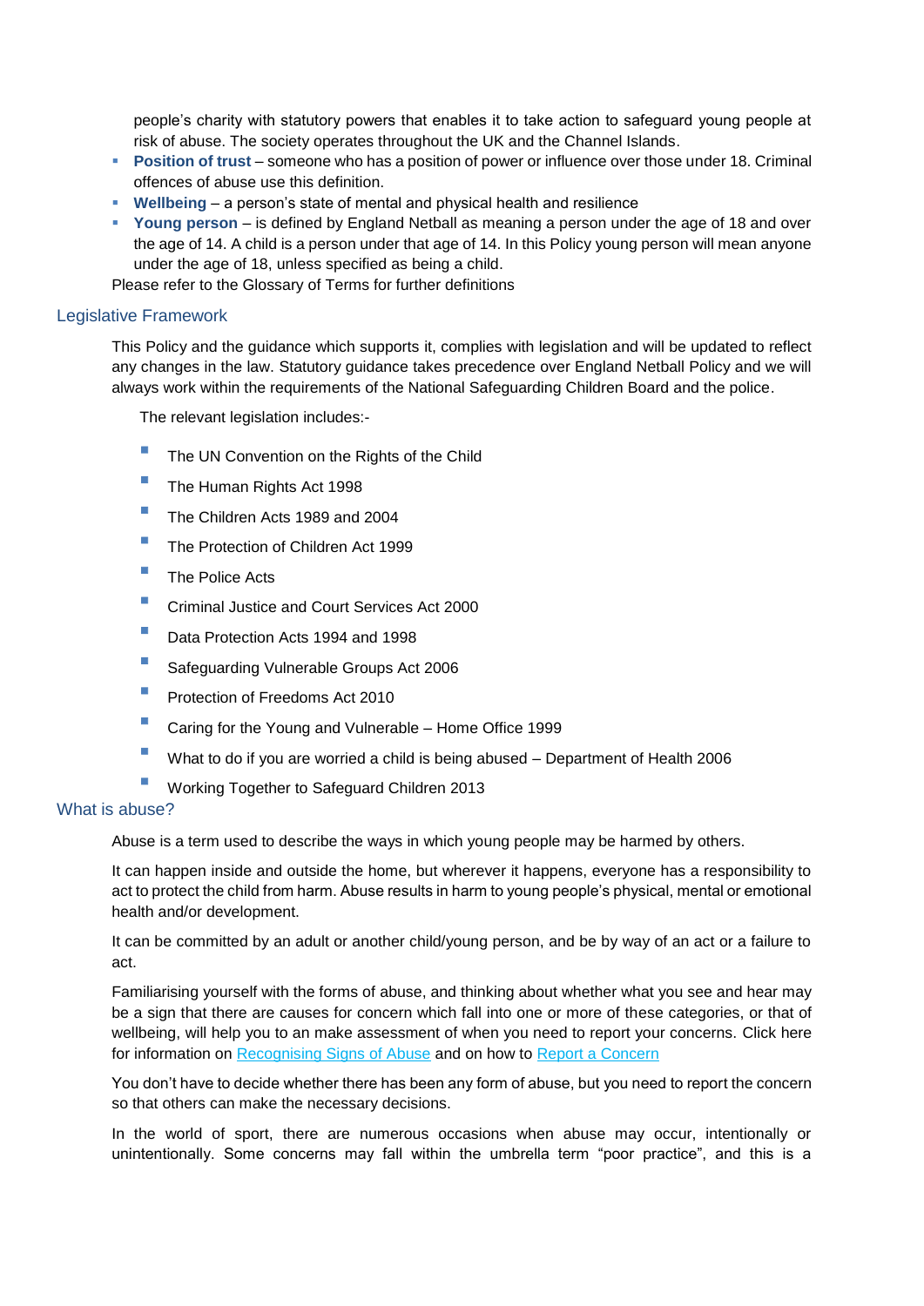people's charity with statutory powers that enables it to take action to safeguard young people at risk of abuse. The society operates throughout the UK and the Channel Islands.

- **Position of trust** – someone who has a position of power or influence over those under 18. Criminal offences of abuse use this definition.
- **Wellbeing** – a person's state of mental and physical health and resilience
- **Young person** – is defined by England Netball as meaning a person under the age of 18 and over the age of 14. A child is a person under that age of 14. In this Policy young person will mean anyone under the age of 18, unless specified as being a child.

Please refer to the Glossary of Terms for further definitions

## Legislative Framework

This Policy and the guidance which supports it, complies with legislation and will be updated to reflect any changes in the law. Statutory guidance takes precedence over England Netball Policy and we will always work within the requirements of the National Safeguarding Children Board and the police.

The relevant legislation includes:-

- The UN Convention on the Rights of the Child
- The Human Rights Act 1998
- The Children Acts 1989 and 2004
- The Protection of Children Act 1999
- The Police Acts
- Criminal Justice and Court Services Act 2000
- Data Protection Acts 1994 and 1998
- Safeguarding Vulnerable Groups Act 2006
- Protection of Freedoms Act 2010
- Caring for the Young and Vulnerable – Home Office 1999
- What to do if you are worried a child is being abused – Department of Health 2006
- Working Together to Safeguard Children 2013

## What is abuse?

Abuse is a term used to describe the ways in which young people may be harmed by others.

It can happen inside and outside the home, but wherever it happens, everyone has a responsibility to act to protect the child from harm. Abuse results in harm to young people's physical, mental or emotional health and/or development.

It can be committed by an adult or another child/young person, and be by way of an act or a failure to act.

Familiarising yourself with the forms of abuse, and thinking about whether what you see and hear may be a sign that there are causes for concern which fall into one or more of these categories, or that of wellbeing, will help you to an make assessment of when you need to report your concerns. Click here for information on Recognising Signs of Abuse and on how to Report a Concern

You don't have to decide whether there has been any form of abuse, but you need to report the concern so that others can make the necessary decisions.

In the world of sport, there are numerous occasions when abuse may occur, intentionally or unintentionally. Some concerns may fall within the umbrella term "poor practice", and this is a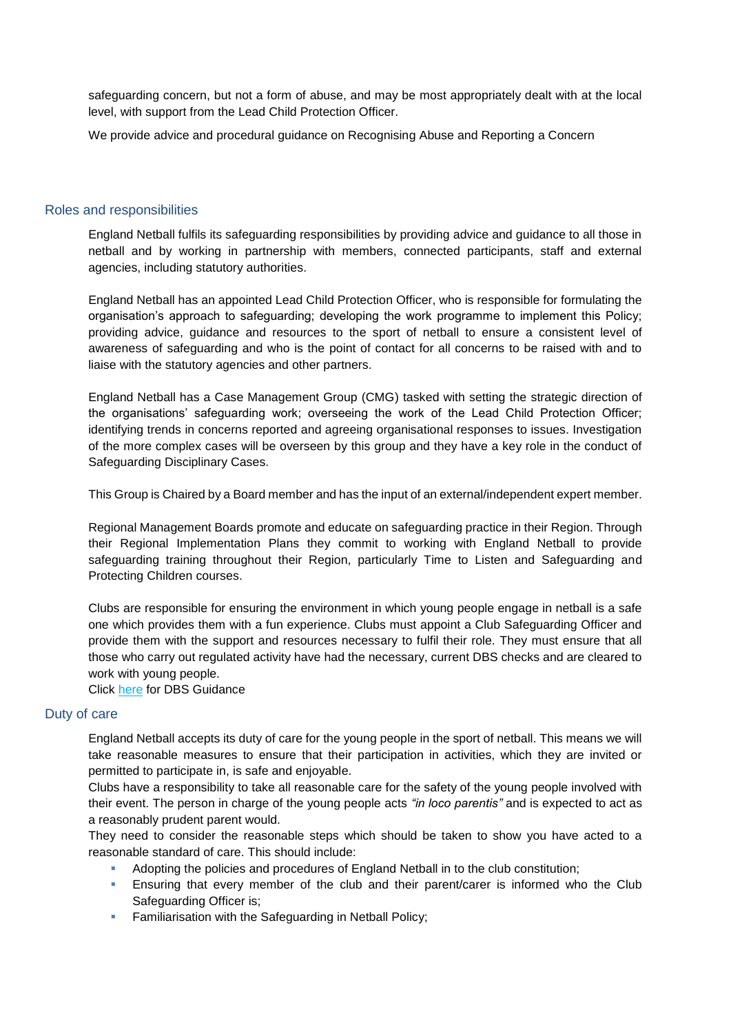safeguarding concern, but not a form of abuse, and may be most appropriately dealt with at the local level, with support from the Lead Child Protection Officer.

We provide advice and procedural guidance on Recognising Abuse and Reporting a Concern

## Roles and responsibilities

England Netball fulfils its safeguarding responsibilities by providing advice and guidance to all those in netball and by working in partnership with members, connected participants, staff and external agencies, including statutory authorities.

England Netball has an appointed Lead Child Protection Officer, who is responsible for formulating the organisation's approach to safeguarding; developing the work programme to implement this Policy; providing advice, guidance and resources to the sport of netball to ensure a consistent level of awareness of safeguarding and who is the point of contact for all concerns to be raised with and to liaise with the statutory agencies and other partners.

England Netball has a Case Management Group (CMG) tasked with setting the strategic direction of the organisations' safeguarding work; overseeing the work of the Lead Child Protection Officer; identifying trends in concerns reported and agreeing organisational responses to issues. Investigation of the more complex cases will be overseen by this group and they have a key role in the conduct of Safeguarding Disciplinary Cases.

This Group is Chaired by a Board member and has the input of an external/independent expert member.

Regional Management Boards promote and educate on safeguarding practice in their Region. Through their Regional Implementation Plans they commit to working with England Netball to provide safeguarding training throughout their Region, particularly Time to Listen and Safeguarding and Protecting Children courses.

Clubs are responsible for ensuring the environment in which young people engage in netball is a safe one which provides them with a fun experience. Clubs must appoint a Club Safeguarding Officer and provide them with the support and resources necessary to fulfil their role. They must ensure that all those who carry out regulated activity have had the necessary, current DBS checks and are cleared to work with young people.
Click here for DBS Guidance

## Duty of care

England Netball accepts its duty of care for the young people in the sport of netball. This means we will take reasonable measures to ensure that their participation in activities, which they are invited or permitted to participate in, is safe and enjoyable.
Clubs have a responsibility to take all reasonable care for the safety of the young people involved with their event. The person in charge of the young people acts *"in loco parentis"* and is expected to act as a reasonably prudent parent would.
They need to consider the reasonable steps which should be taken to show you have acted to a reasonable standard of care. This should include:

- Adopting the policies and procedures of England Netball in to the club constitution;
- Ensuring that every member of the club and their parent/carer is informed who the Club Safeguarding Officer is;
- Familiarisation with the Safeguarding in Netball Policy;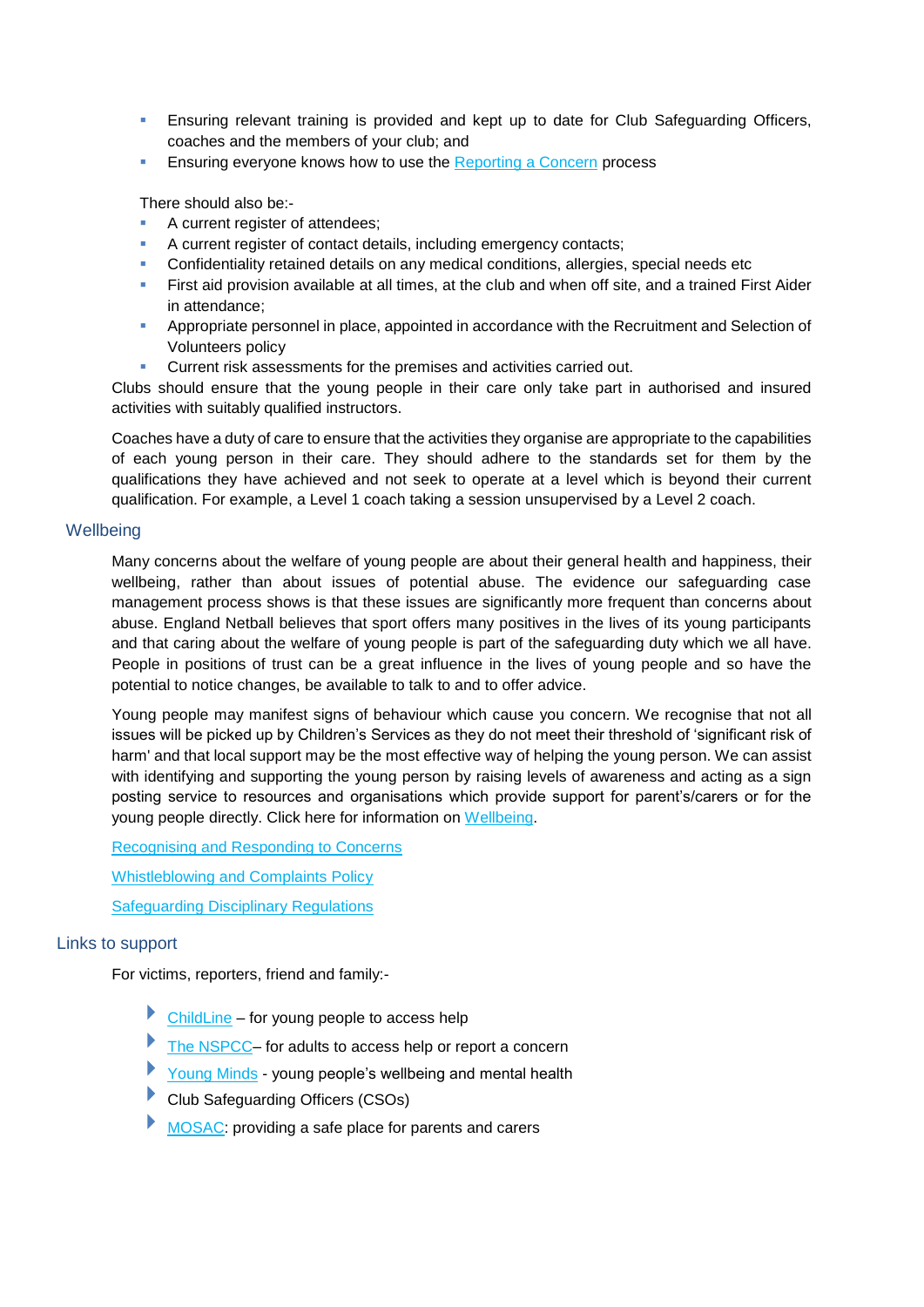- Ensuring relevant training is provided and kept up to date for Club Safeguarding Officers, coaches and the members of your club; and
- Ensuring everyone knows how to use the Reporting a Concern process

There should also be:-

- A current register of attendees;
- A current register of contact details, including emergency contacts;
- Confidentiality retained details on any medical conditions, allergies, special needs etc
- First aid provision available at all times, at the club and when off site, and a trained First Aider in attendance;
- Appropriate personnel in place, appointed in accordance with the Recruitment and Selection of Volunteers policy
- Current risk assessments for the premises and activities carried out.

Clubs should ensure that the young people in their care only take part in authorised and insured activities with suitably qualified instructors.

Coaches have a duty of care to ensure that the activities they organise are appropriate to the capabilities of each young person in their care. They should adhere to the standards set for them by the qualifications they have achieved and not seek to operate at a level which is beyond their current qualification. For example, a Level 1 coach taking a session unsupervised by a Level 2 coach.

## Wellbeing

Many concerns about the welfare of young people are about their general health and happiness, their wellbeing, rather than about issues of potential abuse. The evidence our safeguarding case management process shows is that these issues are significantly more frequent than concerns about abuse. England Netball believes that sport offers many positives in the lives of its young participants and that caring about the welfare of young people is part of the safeguarding duty which we all have. People in positions of trust can be a great influence in the lives of young people and so have the potential to notice changes, be available to talk to and to offer advice.

Young people may manifest signs of behaviour which cause you concern. We recognise that not all issues will be picked up by Children's Services as they do not meet their threshold of 'significant risk of harm' and that local support may be the most effective way of helping the young person. We can assist with identifying and supporting the young person by raising levels of awareness and acting as a sign posting service to resources and organisations which provide support for parent's/carers or for the young people directly. Click here for information on Wellbeing.

Recognising and Responding to Concerns

Whistleblowing and Complaints Policy

Safeguarding Disciplinary Regulations

## Links to support

For victims, reporters, friend and family:-

- ChildLine – for young people to access help
- The NSPCC– for adults to access help or report a concern
- Young Minds - young people's wellbeing and mental health
- Club Safeguarding Officers (CSOs)
- MOSAC: providing a safe place for parents and carers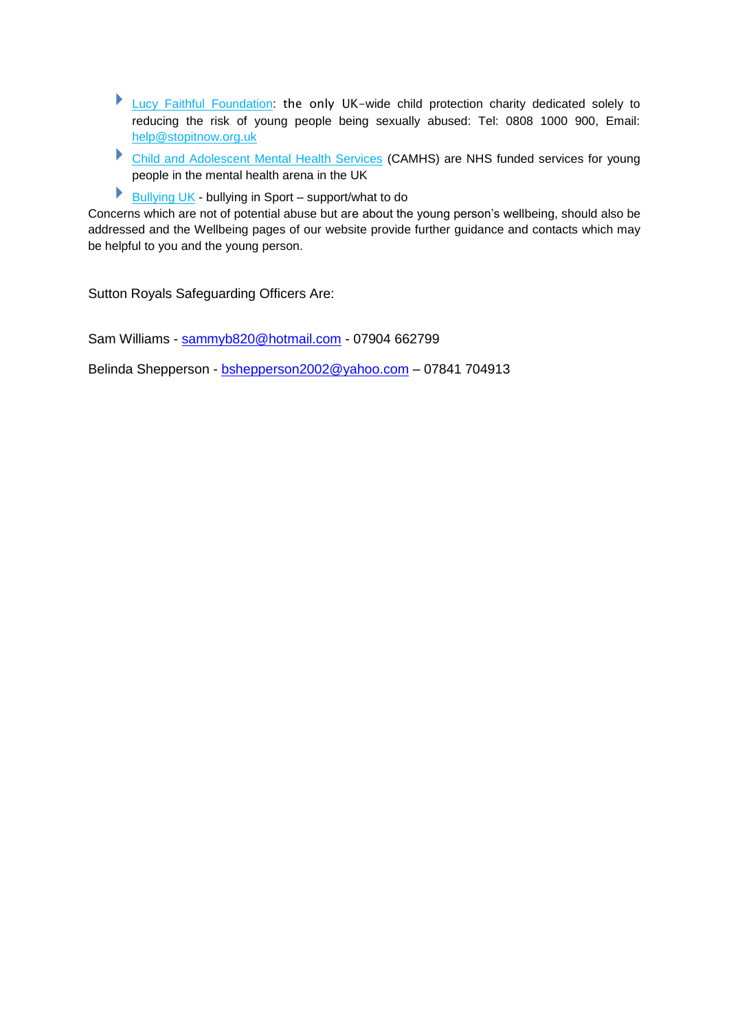- Lucy Faithful Foundation: the only UK-wide child protection charity dedicated solely to reducing the risk of young people being sexually abused: Tel: 0808 1000 900, Email: help@stopitnow.org.uk
- Child and Adolescent Mental Health Services (CAMHS) are NHS funded services for young people in the mental health arena in the UK
- Bullying UK - bullying in Sport – support/what to do

Concerns which are not of potential abuse but are about the young person's wellbeing, should also be addressed and the Wellbeing pages of our website provide further guidance and contacts which may be helpful to you and the young person.

Sutton Royals Safeguarding Officers Are:

Sam Williams - sammyb820@hotmail.com - 07904 662799

Belinda Shepperson - bshepperson2002@yahoo.com – 07841 704913